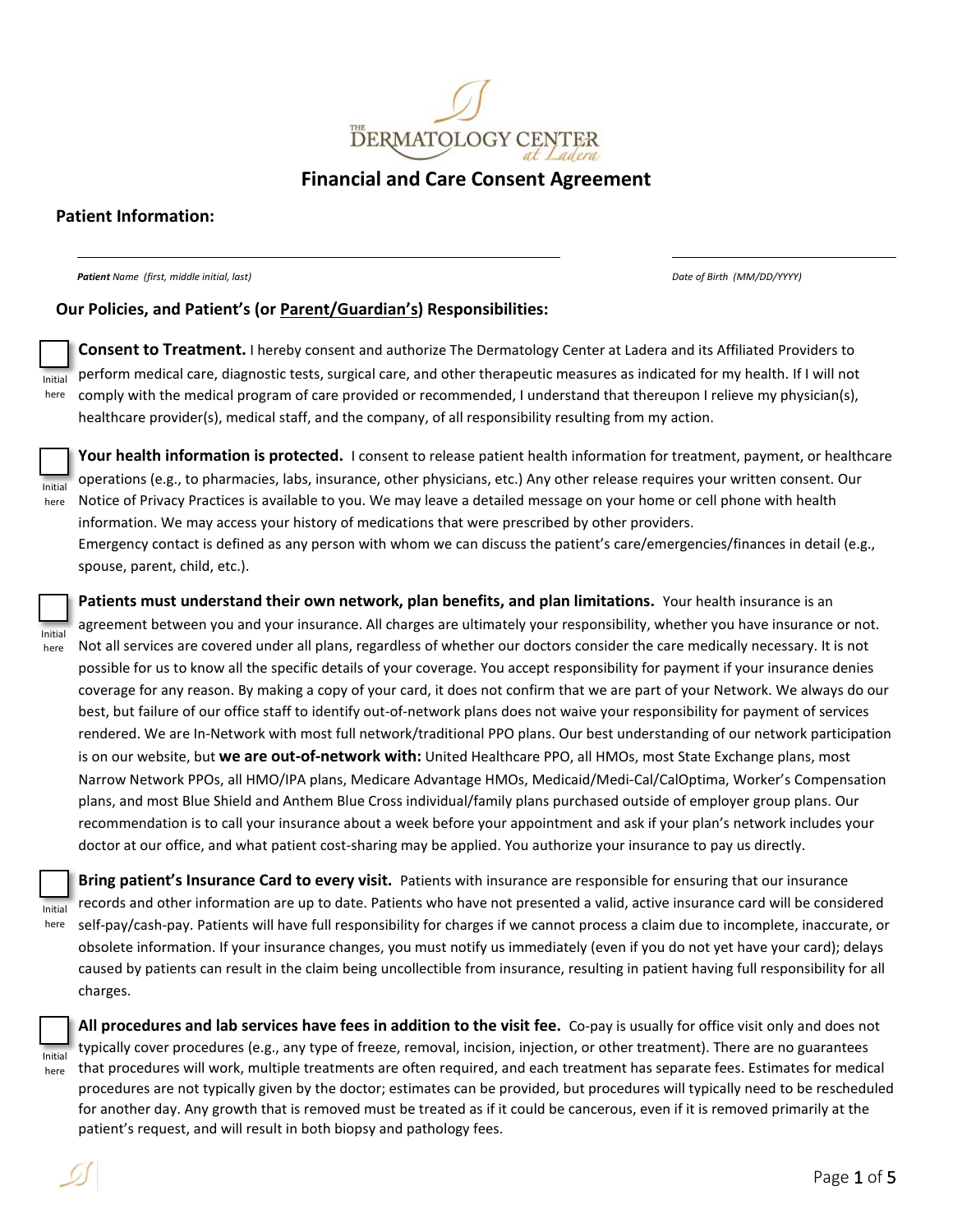THE DERMATOLOGY CENTER *at Ladera*

# Financial and Care Consent Agreement

## Patient Information:

______________________________ ______________________________

***Patient** Name (first, middle initial, last)* *Date of Birth (MM/DD/YYYY)*

## Our Policies, and Patient's (or Parent/Guardian's) Responsibilities:

☐ Initial here **Consent to Treatment.** I hereby consent and authorize The Dermatology Center at Ladera and its Affiliated Providers to perform medical care, diagnostic tests, surgical care, and other therapeutic measures as indicated for my health. If I will not comply with the medical program of care provided or recommended, I understand that thereupon I relieve my physician(s), healthcare provider(s), medical staff, and the company, of all responsibility resulting from my action.

☐ Initial here **Your health information is protected.** I consent to release patient health information for treatment, payment, or healthcare operations (e.g., to pharmacies, labs, insurance, other physicians, etc.) Any other release requires your written consent. Our Notice of Privacy Practices is available to you. We may leave a detailed message on your home or cell phone with health information. We may access your history of medications that were prescribed by other providers.
Emergency contact is defined as any person with whom we can discuss the patient's care/emergencies/finances in detail (e.g., spouse, parent, child, etc.).

☐ Initial here **Patients must understand their own network, plan benefits, and plan limitations.** Your health insurance is an agreement between you and your insurance. All charges are ultimately your responsibility, whether you have insurance or not. Not all services are covered under all plans, regardless of whether our doctors consider the care medically necessary. It is not possible for us to know all the specific details of your coverage. You accept responsibility for payment if your insurance denies coverage for any reason. By making a copy of your card, it does not confirm that we are part of your Network. We always do our best, but failure of our office staff to identify out-of-network plans does not waive your responsibility for payment of services rendered. We are In-Network with most full network/traditional PPO plans. Our best understanding of our network participation is on our website, but **we are out-of-network with:** United Healthcare PPO, all HMOs, most State Exchange plans, most Narrow Network PPOs, all HMO/IPA plans, Medicare Advantage HMOs, Medicaid/Medi-Cal/CalOptima, Worker's Compensation plans, and most Blue Shield and Anthem Blue Cross individual/family plans purchased outside of employer group plans. Our recommendation is to call your insurance about a week before your appointment and ask if your plan's network includes your doctor at our office, and what patient cost-sharing may be applied. You authorize your insurance to pay us directly.

☐ Initial here **Bring patient's Insurance Card to every visit.** Patients with insurance are responsible for ensuring that our insurance records and other information are up to date. Patients who have not presented a valid, active insurance card will be considered self-pay/cash-pay. Patients will have full responsibility for charges if we cannot process a claim due to incomplete, inaccurate, or obsolete information. If your insurance changes, you must notify us immediately (even if you do not yet have your card); delays caused by patients can result in the claim being uncollectible from insurance, resulting in patient having full responsibility for all charges.

☐ Initial here **All procedures and lab services have fees in addition to the visit fee.** Co-pay is usually for office visit only and does not typically cover procedures (e.g., any type of freeze, removal, incision, injection, or other treatment). There are no guarantees that procedures will work, multiple treatments are often required, and each treatment has separate fees. Estimates for medical procedures are not typically given by the doctor; estimates can be provided, but procedures will typically need to be rescheduled for another day. Any growth that is removed must be treated as if it could be cancerous, even if it is removed primarily at the patient's request, and will result in both biopsy and pathology fees.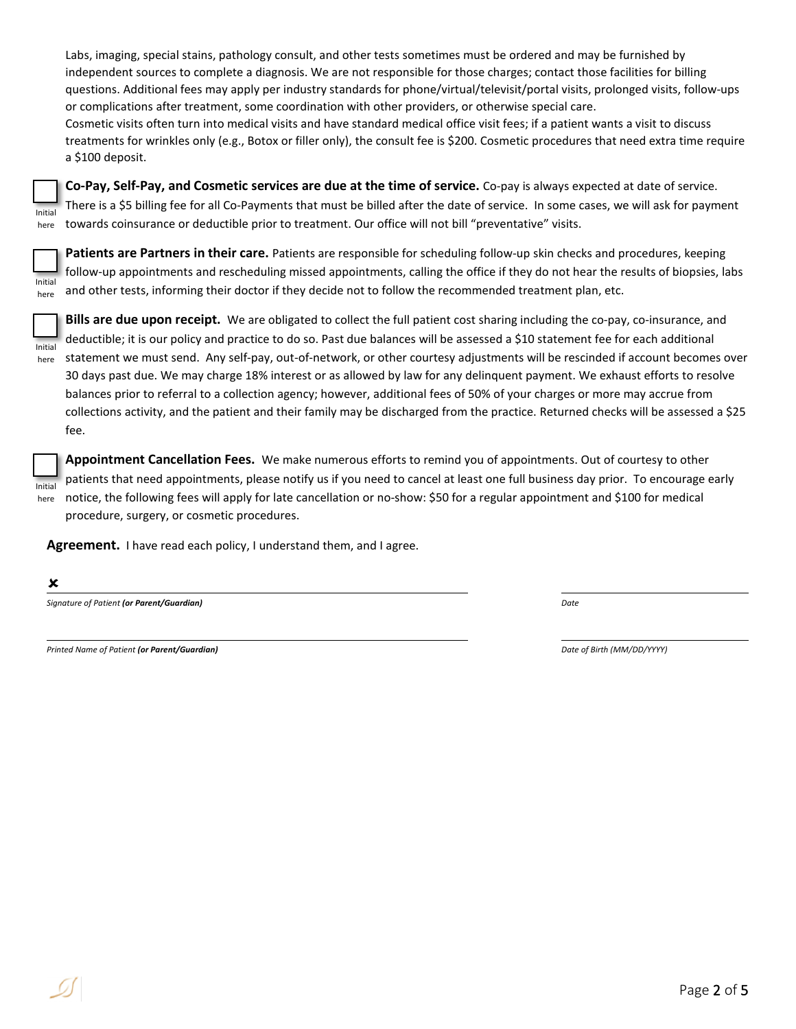Labs, imaging, special stains, pathology consult, and other tests sometimes must be ordered and may be furnished by independent sources to complete a diagnosis. We are not responsible for those charges; contact those facilities for billing questions. Additional fees may apply per industry standards for phone/virtual/televisit/portal visits, prolonged visits, follow-ups or complications after treatment, some coordination with other providers, or otherwise special care.
Cosmetic visits often turn into medical visits and have standard medical office visit fees; if a patient wants a visit to discuss treatments for wrinkles only (e.g., Botox or filler only), the consult fee is $200. Cosmetic procedures that need extra time require a $100 deposit.

☐ Initial here — **Co-Pay, Self-Pay, and Cosmetic services are due at the time of service.** Co-pay is always expected at date of service. There is a $5 billing fee for all Co-Payments that must be billed after the date of service. In some cases, we will ask for payment towards coinsurance or deductible prior to treatment. Our office will not bill "preventative" visits.

☐ Initial here — **Patients are Partners in their care.** Patients are responsible for scheduling follow-up skin checks and procedures, keeping follow-up appointments and rescheduling missed appointments, calling the office if they do not hear the results of biopsies, labs and other tests, informing their doctor if they decide not to follow the recommended treatment plan, etc.

☐ Initial here — **Bills are due upon receipt.** We are obligated to collect the full patient cost sharing including the co-pay, co-insurance, and deductible; it is our policy and practice to do so. Past due balances will be assessed a $10 statement fee for each additional statement we must send. Any self-pay, out-of-network, or other courtesy adjustments will be rescinded if account becomes over 30 days past due. We may charge 18% interest or as allowed by law for any delinquent payment. We exhaust efforts to resolve balances prior to referral to a collection agency; however, additional fees of 50% of your charges or more may accrue from collections activity, and the patient and their family may be discharged from the practice. Returned checks will be assessed a $25 fee.

☐ Initial here — **Appointment Cancellation Fees.** We make numerous efforts to remind you of appointments. Out of courtesy to other patients that need appointments, please notify us if you need to cancel at least one full business day prior. To encourage early notice, the following fees will apply for late cancellation or no-show: $50 for a regular appointment and $100 for medical procedure, surgery, or cosmetic procedures.

**Agreement.** I have read each policy, I understand them, and I agree.

✘ ______________________________________________ ____________________

*Signature of Patient **(or Parent/Guardian)*** *Date*

______________________________________________ ____________________

*Printed Name of Patient **(or Parent/Guardian)*** *Date of Birth (MM/DD/YYYY)*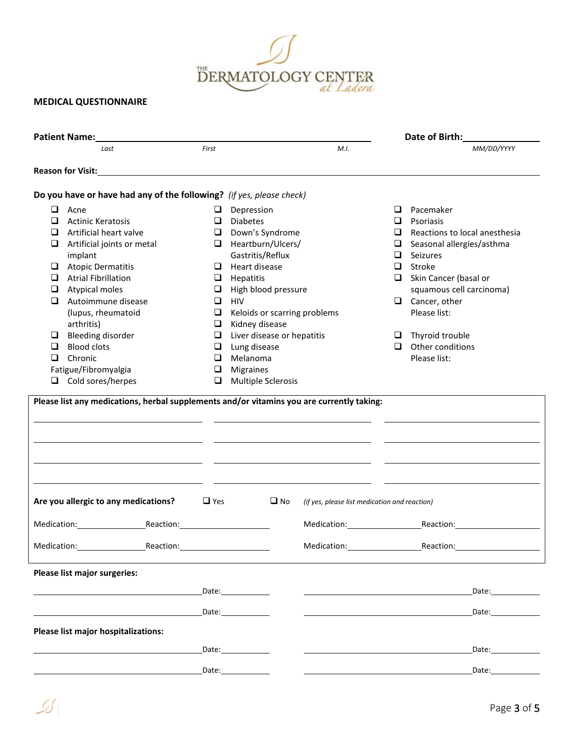THE DERMATOLOGY CENTER at Ladera

**MEDICAL QUESTIONNAIRE**

**Patient Name:** ______________________________________________
*Last* *First* *M.I.*

**Date of Birth:** ______________
*MM/DD/YYYY*

**Reason for Visit:** ______________________________________________

**Do you have or have had any of the following?** *(if yes, please check)*

- ❑ Acne
- ❑ Actinic Keratosis
- ❑ Artificial heart valve
- ❑ Artificial joints or metal implant
- ❑ Atopic Dermatitis
- ❑ Atrial Fibrillation
- ❑ Atypical moles
- ❑ Autoimmune disease (lupus, rheumatoid arthritis)
- ❑ Bleeding disorder
- ❑ Blood clots
- ❑ Chronic Fatigue/Fibromyalgia
- ❑ Cold sores/herpes
- ❑ Depression
- ❑ Diabetes
- ❑ Down's Syndrome
- ❑ Heartburn/Ulcers/ Gastritis/Reflux
- ❑ Heart disease
- ❑ Hepatitis
- ❑ High blood pressure
- ❑ HIV
- ❑ Keloids or scarring problems
- ❑ Kidney disease
- ❑ Liver disease or hepatitis
- ❑ Lung disease
- ❑ Melanoma
- ❑ Migraines
- ❑ Multiple Sclerosis
- ❑ Pacemaker
- ❑ Psoriasis
- ❑ Reactions to local anesthesia
- ❑ Seasonal allergies/asthma
- ❑ Seizures
- ❑ Stroke
- ❑ Skin Cancer (basal or squamous cell carcinoma)
- ❑ Cancer, other
  Please list:
- ❑ Thyroid trouble
- ❑ Other conditions
  Please list:

**Please list any medications, herbal supplements and/or vitamins you are currently taking:**

| | | |
|---|---|---|
| | | |
| | | |
| | | |
| | | |

**Are you allergic to any medications?** ❑ Yes ❑ No *(if yes, please list medication and reaction)*

Medication:______________ Reaction:______________ Medication:______________ Reaction:______________

Medication:______________ Reaction:______________ Medication:______________ Reaction:______________

**Please list major surgeries:**

______________________________ Date:__________ ______________________________ Date:__________

______________________________ Date:__________ ______________________________ Date:__________

**Please list major hospitalizations:**

______________________________ Date:__________ ______________________________ Date:__________

______________________________ Date:__________ ______________________________ Date:__________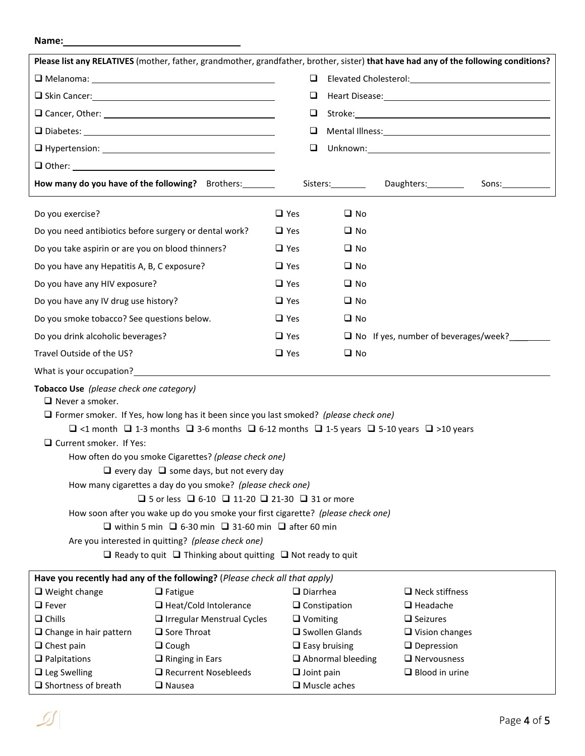**Name:** ______________________________

**Please list any RELATIVES** (mother, father, grandmother, grandfather, brother, sister) **that have had any of the following conditions?**

| | |
|---|---|
| ❑ Melanoma: ____________________ | ❑ Elevated Cholesterol: ____________________ |
| ❑ Skin Cancer: ____________________ | ❑ Heart Disease: ____________________ |
| ❑ Cancer, Other: ____________________ | ❑ Stroke: ____________________ |
| ❑ Diabetes: ____________________ | ❑ Mental Illness: ____________________ |
| ❑ Hypertension: ____________________ | ❑ Unknown: ____________________ |
| ❑ Other: ____________________ | |

**How many do you have of the following?** Brothers:_______ Sisters:_______ Daughters:_______ Sons:_______

| | | |
|---|---|---|
| Do you exercise? | ❑ Yes | ❑ No |
| Do you need antibiotics before surgery or dental work? | ❑ Yes | ❑ No |
| Do you take aspirin or are you on blood thinners? | ❑ Yes | ❑ No |
| Do you have any Hepatitis A, B, C exposure? | ❑ Yes | ❑ No |
| Do you have any HIV exposure? | ❑ Yes | ❑ No |
| Do you have any IV drug use history? | ❑ Yes | ❑ No |
| Do you smoke tobacco? See questions below. | ❑ Yes | ❑ No |
| Do you drink alcoholic beverages? | ❑ Yes | ❑ No If yes, number of beverages/week?_______ |
| Travel Outside of the US? | ❑ Yes | ❑ No |

What is your occupation? ____________________

**Tobacco Use** *(please check one category)*

- ❑ Never a smoker.
- ❑ Former smoker. If Yes, how long has it been since you last smoked? *(please check one)*
  - ❑ <1 month ❑ 1-3 months ❑ 3-6 months ❑ 6-12 months ❑ 1-5 years ❑ 5-10 years ❑ >10 years
- ❑ Current smoker. If Yes:
  - How often do you smoke Cigarettes? *(please check one)*
    - ❑ every day ❑ some days, but not every day
  - How many cigarettes a day do you smoke? *(please check one)*
    - ❑ 5 or less ❑ 6-10 ❑ 11-20 ❑ 21-30 ❑ 31 or more
  - How soon after you wake up do you smoke your first cigarette? *(please check one)*
    - ❑ within 5 min ❑ 6-30 min ❑ 31-60 min ❑ after 60 min
  - Are you interested in quitting? *(please check one)*
    - ❑ Ready to quit ❑ Thinking about quitting ❑ Not ready to quit

**Have you recently had any of the following?** (*Please check all that apply*)

| | | | |
|---|---|---|---|
| ❑ Weight change | ❑ Fatigue | ❑ Diarrhea | ❑ Neck stiffness |
| ❑ Fever | ❑ Heat/Cold Intolerance | ❑ Constipation | ❑ Headache |
| ❑ Chills | ❑ Irregular Menstrual Cycles | ❑ Vomiting | ❑ Seizures |
| ❑ Change in hair pattern | ❑ Sore Throat | ❑ Swollen Glands | ❑ Vision changes |
| ❑ Chest pain | ❑ Cough | ❑ Easy bruising | ❑ Depression |
| ❑ Palpitations | ❑ Ringing in Ears | ❑ Abnormal bleeding | ❑ Nervousness |
| ❑ Leg Swelling | ❑ Recurrent Nosebleeds | ❑ Joint pain | ❑ Blood in urine |
| ❑ Shortness of breath | ❑ Nausea | ❑ Muscle aches | |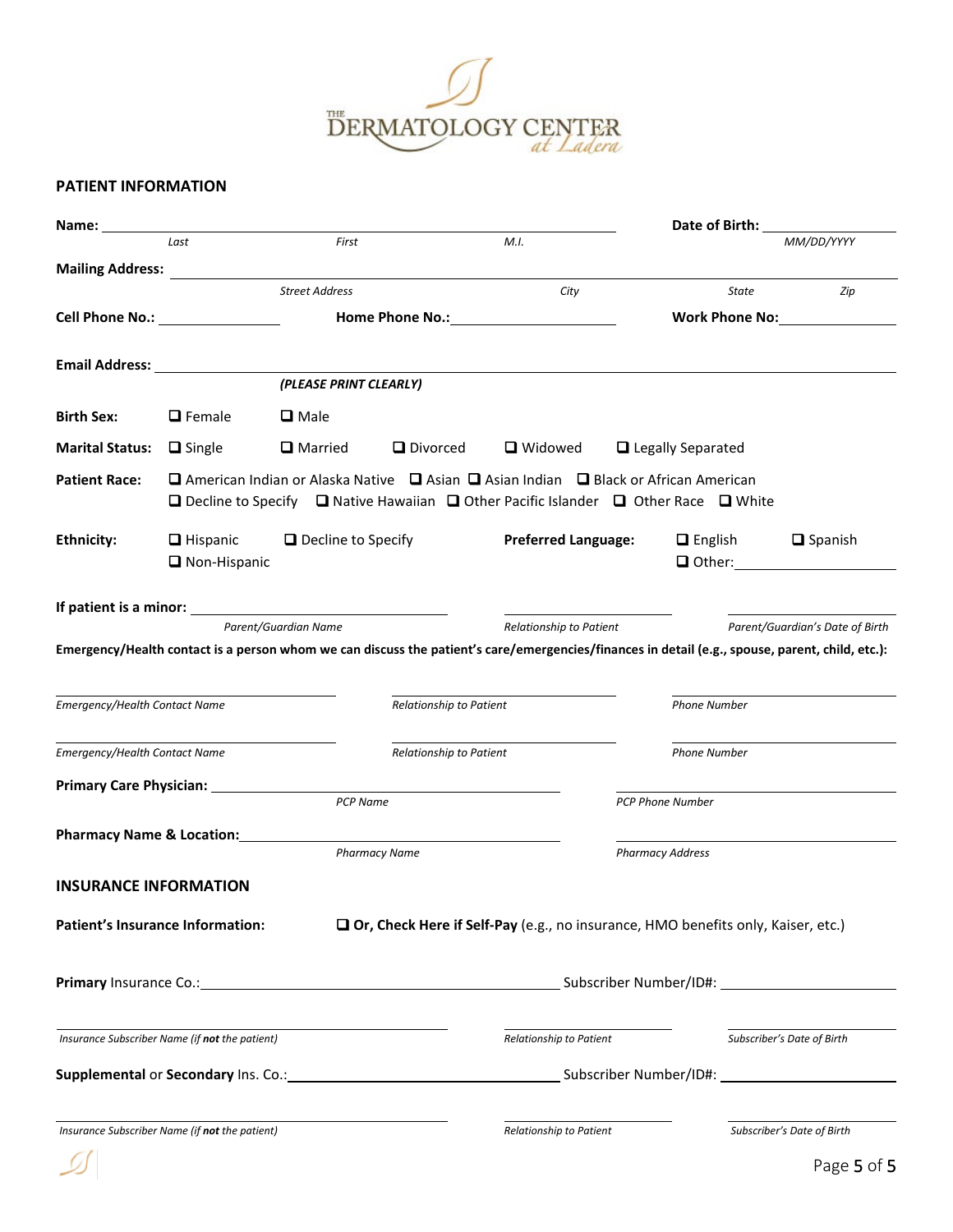THE DERMATOLOGY CENTER *at Ladera*

## PATIENT INFORMATION

**Name:** ______________________________________________ **Date of Birth:** ______________

*Last* *First* *M.I.* *MM/DD/YYYY*

**Mailing Address:** ______________________________________________

*Street Address* *City* *State* *Zip*

**Cell Phone No.:** ______________ **Home Phone No.:** ______________ **Work Phone No:** ______________

**Email Address:** ______________________________________________

***(PLEASE PRINT CLEARLY)***

**Birth Sex:** ❑ Female ❑ Male

**Marital Status:** ❑ Single ❑ Married ❑ Divorced ❑ Widowed ❑ Legally Separated

**Patient Race:** ❑ American Indian or Alaska Native ❑ Asian ❑ Asian Indian ❑ Black or African American ❑ Decline to Specify ❑ Native Hawaiian ❑ Other Pacific Islander ❑ Other Race ❑ White

**Ethnicity:** ❑ Hispanic ❑ Decline to Specify ❑ Non-Hispanic

**Preferred Language:** ❑ English ❑ Spanish ❑ Other: ______________

**If patient is a minor:** ______________ ______________ ______________

*Parent/Guardian Name* *Relationship to Patient* *Parent/Guardian's Date of Birth*

**Emergency/Health contact is a person whom we can discuss the patient's care/emergencies/finances in detail (e.g., spouse, parent, child, etc.):**

______________ ______________ ______________

*Emergency/Health Contact Name* *Relationship to Patient* *Phone Number*

______________ ______________ ______________

*Emergency/Health Contact Name* *Relationship to Patient* *Phone Number*

**Primary Care Physician:** ______________ ______________

*PCP Name* *PCP Phone Number*

**Pharmacy Name & Location:** ______________ ______________

*Pharmacy Name* *Pharmacy Address*

## INSURANCE INFORMATION

**Patient's Insurance Information:** ❑ **Or, Check Here if Self-Pay** (e.g., no insurance, HMO benefits only, Kaiser, etc.)

**Primary** Insurance Co.: ______________ Subscriber Number/ID#: ______________

______________ ______________ ______________

*Insurance Subscriber Name (if **not** the patient)* *Relationship to Patient* *Subscriber's Date of Birth*

**Supplemental** or **Secondary** Ins. Co.: ______________ Subscriber Number/ID#: ______________

______________ ______________ ______________

*Insurance Subscriber Name (if **not** the patient)* *Relationship to Patient* *Subscriber's Date of Birth*